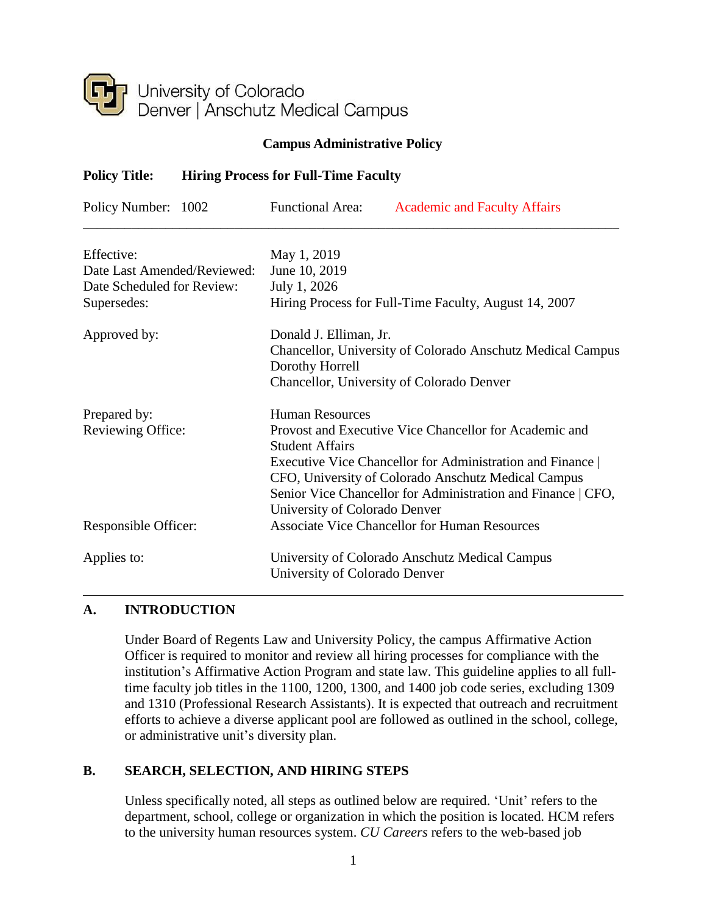University of Colorado
Denver | Anschutz Medical Campus

**Campus Administrative Policy**

**Policy Title: Hiring Process for Full-Time Faculty**

Policy Number: 1002 | Functional Area: Academic and Faculty Affairs

---

| | |
|---|---|
| Effective: | May 1, 2019 |
| Date Last Amended/Reviewed: | June 10, 2019 |
| Date Scheduled for Review: | July 1, 2026 |
| Supersedes: | Hiring Process for Full-Time Faculty, August 14, 2007 |
| Approved by: | Donald J. Elliman, Jr.<br>Chancellor, University of Colorado Anschutz Medical Campus<br>Dorothy Horrell<br>Chancellor, University of Colorado Denver |
| Prepared by: | Human Resources |
| Reviewing Office: | Provost and Executive Vice Chancellor for Academic and Student Affairs<br>Executive Vice Chancellor for Administration and Finance \| CFO, University of Colorado Anschutz Medical Campus<br>Senior Vice Chancellor for Administration and Finance \| CFO, University of Colorado Denver |
| Responsible Officer: | Associate Vice Chancellor for Human Resources |
| Applies to: | University of Colorado Anschutz Medical Campus<br>University of Colorado Denver |

---

## A. INTRODUCTION

Under Board of Regents Law and University Policy, the campus Affirmative Action Officer is required to monitor and review all hiring processes for compliance with the institution's Affirmative Action Program and state law. This guideline applies to all full-time faculty job titles in the 1100, 1200, 1300, and 1400 job code series, excluding 1309 and 1310 (Professional Research Assistants). It is expected that outreach and recruitment efforts to achieve a diverse applicant pool are followed as outlined in the school, college, or administrative unit's diversity plan.

## B. SEARCH, SELECTION, AND HIRING STEPS

Unless specifically noted, all steps as outlined below are required. 'Unit' refers to the department, school, college or organization in which the position is located. HCM refers to the university human resources system. *CU Careers* refers to the web-based job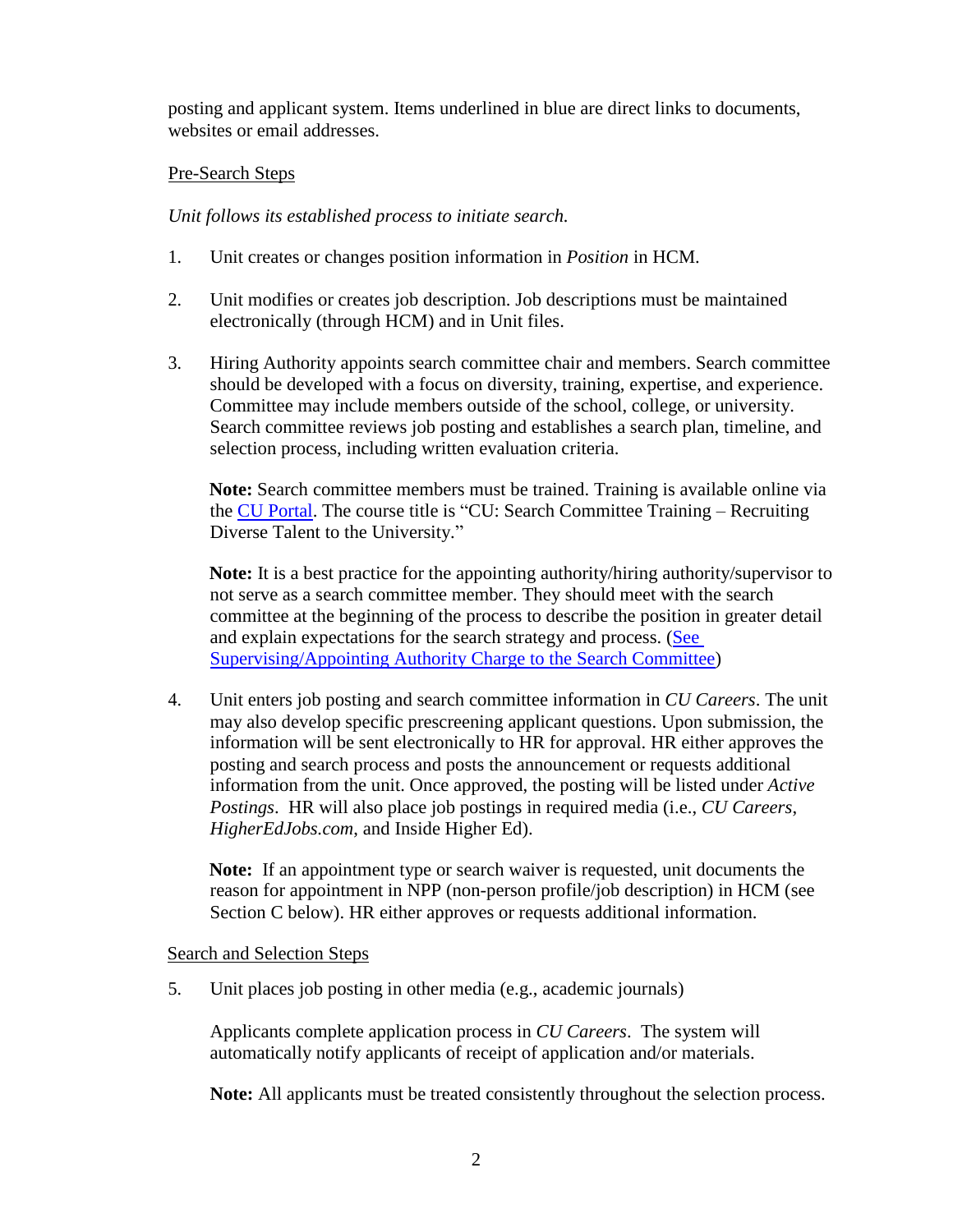posting and applicant system. Items underlined in blue are direct links to documents, websites or email addresses.

Pre-Search Steps

*Unit follows its established process to initiate search.*

1. Unit creates or changes position information in *Position* in HCM.

2. Unit modifies or creates job description. Job descriptions must be maintained electronically (through HCM) and in Unit files.

3. Hiring Authority appoints search committee chair and members. Search committee should be developed with a focus on diversity, training, expertise, and experience. Committee may include members outside of the school, college, or university. Search committee reviews job posting and establishes a search plan, timeline, and selection process, including written evaluation criteria.

   **Note:** Search committee members must be trained. Training is available online via the CU Portal. The course title is "CU: Search Committee Training – Recruiting Diverse Talent to the University."

   **Note:** It is a best practice for the appointing authority/hiring authority/supervisor to not serve as a search committee member. They should meet with the search committee at the beginning of the process to describe the position in greater detail and explain expectations for the search strategy and process. (See Supervising/Appointing Authority Charge to the Search Committee)

4. Unit enters job posting and search committee information in *CU Careers*. The unit may also develop specific prescreening applicant questions. Upon submission, the information will be sent electronically to HR for approval. HR either approves the posting and search process and posts the announcement or requests additional information from the unit. Once approved, the posting will be listed under *Active Postings*. HR will also place job postings in required media (i.e., *CU Careers*, *HigherEdJobs.com*, and Inside Higher Ed).

   **Note:** If an appointment type or search waiver is requested, unit documents the reason for appointment in NPP (non-person profile/job description) in HCM (see Section C below). HR either approves or requests additional information.

Search and Selection Steps

5. Unit places job posting in other media (e.g., academic journals)

   Applicants complete application process in *CU Careers*. The system will automatically notify applicants of receipt of application and/or materials.

   **Note:** All applicants must be treated consistently throughout the selection process.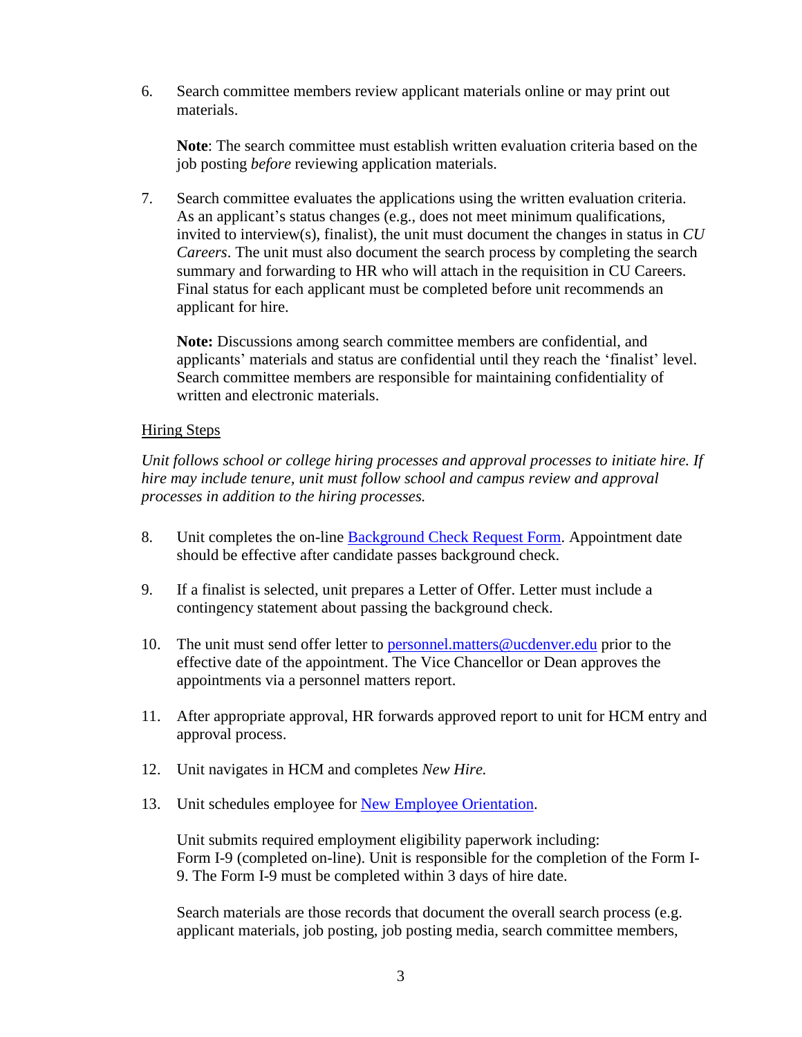6. Search committee members review applicant materials online or may print out materials.

   **Note**: The search committee must establish written evaluation criteria based on the job posting *before* reviewing application materials.

7. Search committee evaluates the applications using the written evaluation criteria. As an applicant's status changes (e.g., does not meet minimum qualifications, invited to interview(s), finalist), the unit must document the changes in status in *CU Careers*. The unit must also document the search process by completing the search summary and forwarding to HR who will attach in the requisition in CU Careers. Final status for each applicant must be completed before unit recommends an applicant for hire.

   **Note:** Discussions among search committee members are confidential, and applicants' materials and status are confidential until they reach the 'finalist' level. Search committee members are responsible for maintaining confidentiality of written and electronic materials.

<u>Hiring Steps</u>

*Unit follows school or college hiring processes and approval processes to initiate hire. If hire may include tenure, unit must follow school and campus review and approval processes in addition to the hiring processes.*

8. Unit completes the on-line [Background Check Request Form](). Appointment date should be effective after candidate passes background check.

9. If a finalist is selected, unit prepares a Letter of Offer. Letter must include a contingency statement about passing the background check.

10. The unit must send offer letter to [personnel.matters@ucdenver.edu](mailto:personnel.matters@ucdenver.edu) prior to the effective date of the appointment. The Vice Chancellor or Dean approves the appointments via a personnel matters report.

11. After appropriate approval, HR forwards approved report to unit for HCM entry and approval process.

12. Unit navigates in HCM and completes *New Hire.*

13. Unit schedules employee for [New Employee Orientation]().

    Unit submits required employment eligibility paperwork including:
    Form I-9 (completed on-line). Unit is responsible for the completion of the Form I-9. The Form I-9 must be completed within 3 days of hire date.

    Search materials are those records that document the overall search process (e.g. applicant materials, job posting, job posting media, search committee members,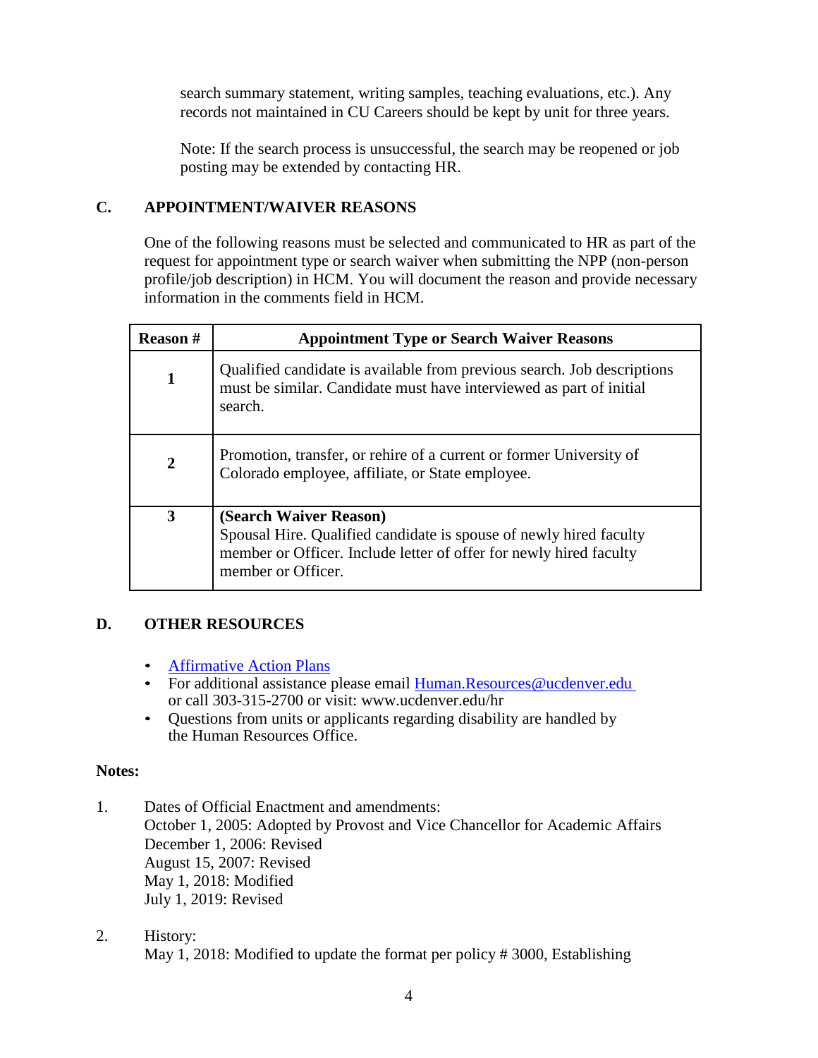search summary statement, writing samples, teaching evaluations, etc.). Any records not maintained in CU Careers should be kept by unit for three years.

Note: If the search process is unsuccessful, the search may be reopened or job posting may be extended by contacting HR.

## C. APPOINTMENT/WAIVER REASONS

One of the following reasons must be selected and communicated to HR as part of the request for appointment type or search waiver when submitting the NPP (non-person profile/job description) in HCM. You will document the reason and provide necessary information in the comments field in HCM.

| Reason # | Appointment Type or Search Waiver Reasons |
|---|---|
| **1** | Qualified candidate is available from previous search. Job descriptions must be similar. Candidate must have interviewed as part of initial search. |
| **2** | Promotion, transfer, or rehire of a current or former University of Colorado employee, affiliate, or State employee. |
| **3** | **(Search Waiver Reason)** Spousal Hire. Qualified candidate is spouse of newly hired faculty member or Officer. Include letter of offer for newly hired faculty member or Officer. |

## D. OTHER RESOURCES

- Affirmative Action Plans
- For additional assistance please email Human.Resources@ucdenver.edu or call 303-315-2700 or visit: www.ucdenver.edu/hr
- Questions from units or applicants regarding disability are handled by the Human Resources Office.

**Notes:**

1. Dates of Official Enactment and amendments:
   October 1, 2005: Adopted by Provost and Vice Chancellor for Academic Affairs
   December 1, 2006: Revised
   August 15, 2007: Revised
   May 1, 2018: Modified
   July 1, 2019: Revised

2. History:
   May 1, 2018: Modified to update the format per policy # 3000, Establishing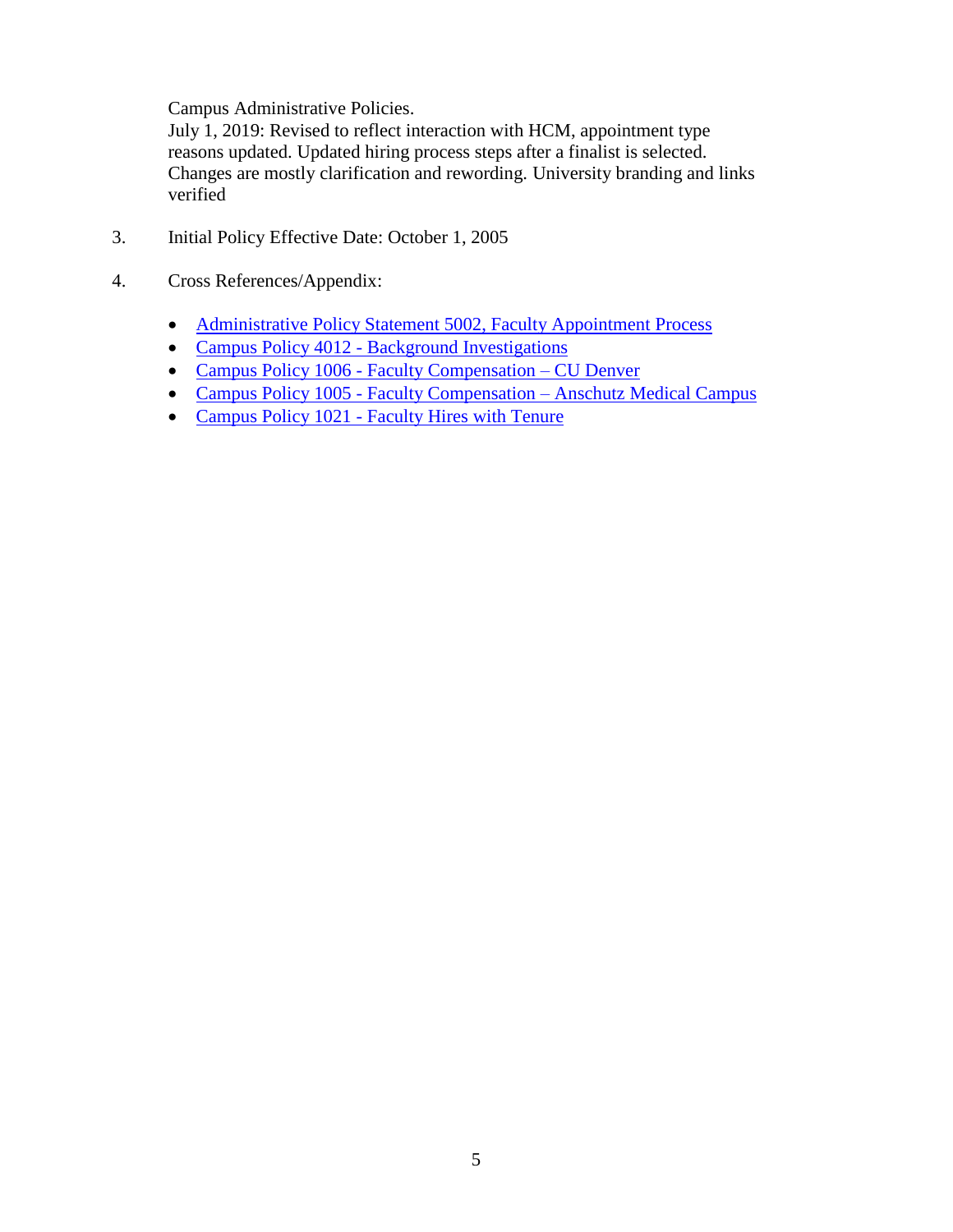Campus Administrative Policies.
July 1, 2019: Revised to reflect interaction with HCM, appointment type reasons updated. Updated hiring process steps after a finalist is selected. Changes are mostly clarification and rewording. University branding and links verified

3. Initial Policy Effective Date: October 1, 2005

4. Cross References/Appendix:

- Administrative Policy Statement 5002, Faculty Appointment Process
- Campus Policy 4012 - Background Investigations
- Campus Policy 1006 - Faculty Compensation – CU Denver
- Campus Policy 1005 - Faculty Compensation – Anschutz Medical Campus
- Campus Policy 1021 - Faculty Hires with Tenure